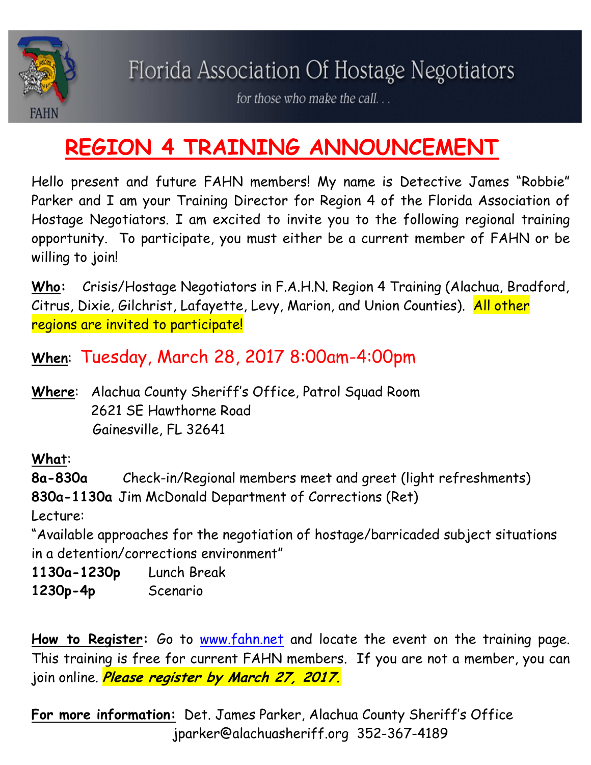Florida Association Of Hostage Negotiators

*for those who make the call. . .*

FAHN

# REGION 4 TRAINING ANNOUNCEMENT

Hello present and future FAHN members! My name is Detective James "Robbie" Parker and I am your Training Director for Region 4 of the Florida Association of Hostage Negotiators. I am excited to invite you to the following regional training opportunity. To participate, you must either be a current member of FAHN or be willing to join!

**Who:** Crisis/Hostage Negotiators in F.A.H.N. Region 4 Training (Alachua, Bradford, Citrus, Dixie, Gilchrist, Lafayette, Levy, Marion, and Union Counties). All other regions are invited to participate!

**When:** Tuesday, March 28, 2017 8:00am-4:00pm

**Where:** Alachua County Sheriff's Office, Patrol Squad Room
2621 SE Hawthorne Road
Gainesville, FL 32641

**What:**

**8a-830a** Check-in/Regional members meet and greet (light refreshments)

**830a-1130a** Jim McDonald Department of Corrections (Ret)

Lecture:

"Available approaches for the negotiation of hostage/barricaded subject situations in a detention/corrections environment"

**1130a-1230p** Lunch Break

**1230p-4p** Scenario

**How to Register:** Go to www.fahn.net and locate the event on the training page. This training is free for current FAHN members. If you are not a member, you can join online. ***Please register by March 27, 2017.***

**For more information:** Det. James Parker, Alachua County Sheriff's Office
jparker@alachuasheriff.org 352-367-4189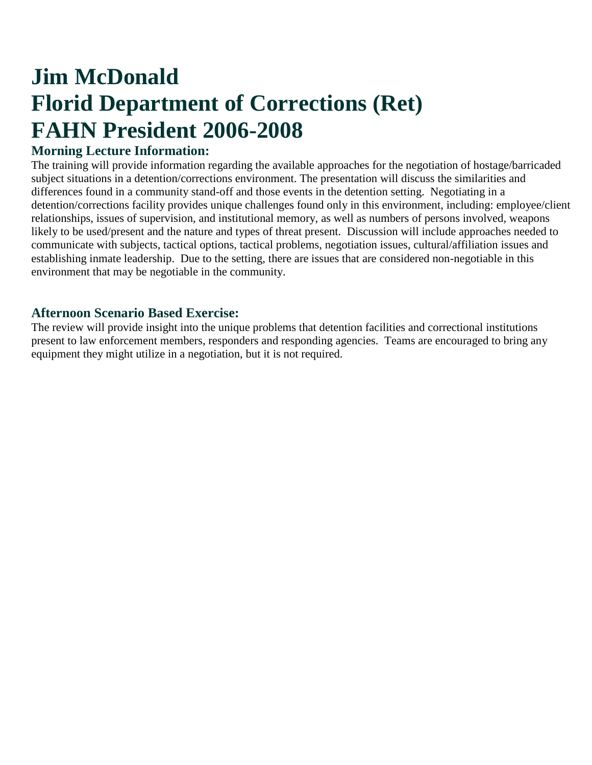# Jim McDonald
# Florid Department of Corrections (Ret)
# FAHN President 2006-2008

### Morning Lecture Information:

The training will provide information regarding the available approaches for the negotiation of hostage/barricaded subject situations in a detention/corrections environment. The presentation will discuss the similarities and differences found in a community stand-off and those events in the detention setting. Negotiating in a detention/corrections facility provides unique challenges found only in this environment, including: employee/client relationships, issues of supervision, and institutional memory, as well as numbers of persons involved, weapons likely to be used/present and the nature and types of threat present. Discussion will include approaches needed to communicate with subjects, tactical options, tactical problems, negotiation issues, cultural/affiliation issues and establishing inmate leadership. Due to the setting, there are issues that are considered non-negotiable in this environment that may be negotiable in the community.

### Afternoon Scenario Based Exercise:

The review will provide insight into the unique problems that detention facilities and correctional institutions present to law enforcement members, responders and responding agencies. Teams are encouraged to bring any equipment they might utilize in a negotiation, but it is not required.